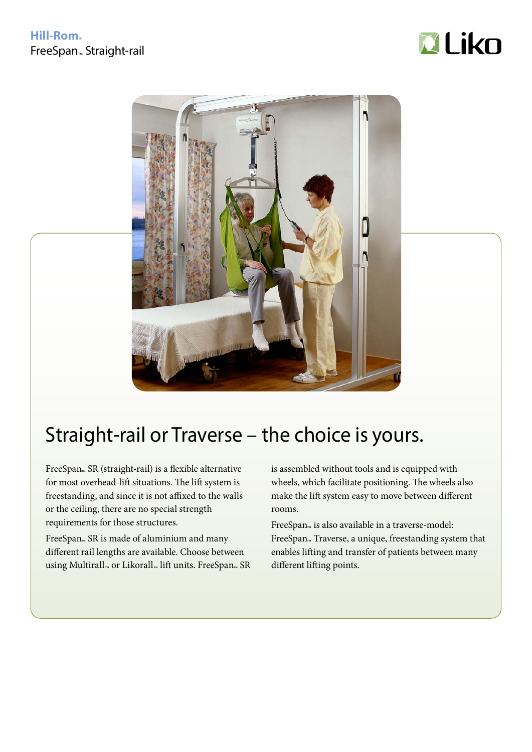Hill-Rom®

FreeSpan™ Straight-rail

Liko

# Straight-rail or Traverse – the choice is yours.

FreeSpan™ SR (straight-rail) is a flexible alternative for most overhead-lift situations. The lift system is freestanding, and since it is not affixed to the walls or the ceiling, there are no special strength requirements for those structures.

FreeSpan™ SR is made of aluminium and many different rail lengths are available. Choose between using Multirall™ or Likorall™ lift units. FreeSpan™ SR is assembled without tools and is equipped with wheels, which facilitate positioning. The wheels also make the lift system easy to move between different rooms.

FreeSpan™ is also available in a traverse-model: FreeSpan™ Traverse, a unique, freestanding system that enables lifting and transfer of patients between many different lifting points.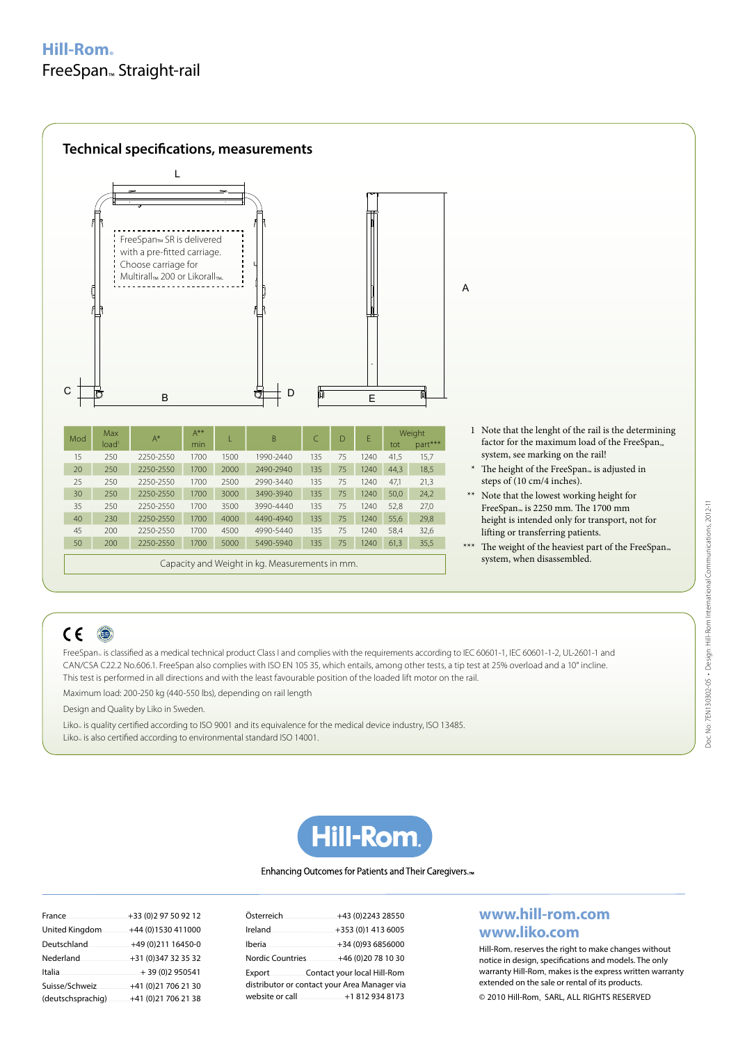Hill-Rom®

FreeSpan™ Straight-rail

## Technical specifications, measurements

L

FreeSpan™ SR is delivered with a pre-fitted carriage. Choose carriage for Multirall™ 200 or Likorall™.

A

C

B

D

E

| Mod | Max load[1] | A* | A** min | L | B | C | D | E | Weight tot | part*** |
|---|---|---|---|---|---|---|---|---|---|---|
| 15 | 250 | 2250-2550 | 1700 | 1500 | 1990-2440 | 135 | 75 | 1240 | 41,5 | 15,7 |
| 20 | 250 | 2250-2550 | 1700 | 2000 | 2490-2940 | 135 | 75 | 1240 | 44,3 | 18,5 |
| 25 | 250 | 2250-2550 | 1700 | 2500 | 2990-3440 | 135 | 75 | 1240 | 47,1 | 21,3 |
| 30 | 250 | 2250-2550 | 1700 | 3000 | 3490-3940 | 135 | 75 | 1240 | 50,0 | 24,2 |
| 35 | 250 | 2250-2550 | 1700 | 3500 | 3990-4440 | 135 | 75 | 1240 | 52,8 | 27,0 |
| 40 | 230 | 2250-2550 | 1700 | 4000 | 4490-4940 | 135 | 75 | 1240 | 55,6 | 29,8 |
| 45 | 200 | 2250-2550 | 1700 | 4500 | 4990-5440 | 135 | 75 | 1240 | 58,4 | 32,6 |
| 50 | 200 | 2250-2550 | 1700 | 5000 | 5490-5940 | 135 | 75 | 1240 | 61,3 | 35,5 |

Capacity and Weight in kg. Measurements in mm.

1 Note that the lenght of the rail is the determining factor for the maximum load of the FreeSpan™ system, see marking on the rail!

\* The height of the FreeSpan™ is adjusted in steps of (10 cm/4 inches).

\*\* Note that the lowest working height for FreeSpan™ is 2250 mm. The 1700 mm height is intended only for transport, not for lifting or transferring patients.

\*\*\* The weight of the heaviest part of the FreeSpan™ system, when disassembled.

CE

FreeSpan™ is classified as a medical technical product Class I and complies with the requirements according to IEC 60601-1, IEC 60601-1-2, UL-2601-1 and CAN/CSA C22.2 No.606.1. FreeSpan also complies with ISO EN 105 35, which entails, among other tests, a tip test at 25% overload and a 10° incline. This test is performed in all directions and with the least favourable position of the loaded lift motor on the rail.

Maximum load: 200-250 kg (440-550 lbs), depending on rail length

Design and Quality by Liko in Sweden.

Liko™ is quality certified according to ISO 9001 and its equivalence for the medical device industry, ISO 13485.
Liko™ is also certified according to environmental standard ISO 14001.

Hill-Rom.

Enhancing Outcomes for Patients and Their Caregivers.™

| | |
|---|---|
| France | +33 (0)2 97 50 92 12 |
| United Kingdom | +44 (0)1530 411000 |
| Deutschland | +49 (0)211 16450-0 |
| Nederland | +31 (0)347 32 35 32 |
| Italia | + 39 (0)2 950541 |
| Suisse/Schweiz | +41 (0)21 706 21 30 |
| (deutschsprachig) | +41 (0)21 706 21 38 |

| | |
|---|---|
| Österreich | +43 (0)2243 28550 |
| Ireland | +353 (0)1 413 6005 |
| Iberia | +34 (0)93 6856000 |
| Nordic Countries | +46 (0)20 78 10 30 |

Export — Contact your local Hill-Rom distributor or contact your Area Manager via website or call +1 812 934 8173

**www.hill-rom.com**
**www.liko.com**

Hill-Rom® reserves the right to make changes without notice in design, specifications and models. The only warranty Hill-Rom® makes is the express written warranty extended on the sale or rental of its products.

© 2010 Hill-Rom® SARL, ALL RIGHTS RESERVED

Doc No 7EN130302-05 • Design: Hill-Rom International Communications, 2012-11